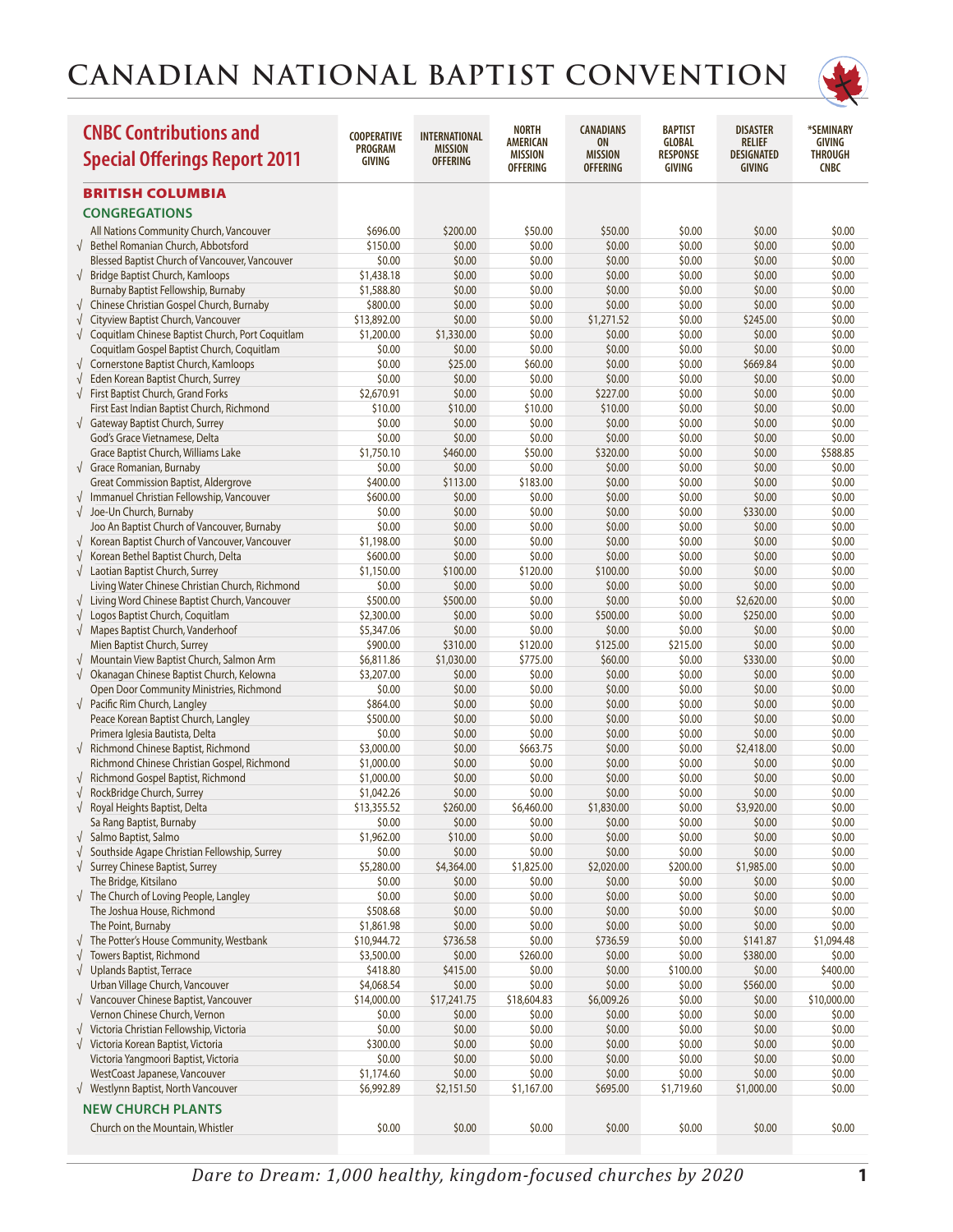# CANADIAN NATIONAL BAPTIST CONVENTION

## CNBC Contributions and Special Offerings Report 2011

| | Congregation | COOPERATIVE PROGRAM GIVING | INTERNATIONAL MISSION OFFERING | NORTH AMERICAN MISSION OFFERING | CANADIANS ON MISSION OFFERING | BAPTIST GLOBAL RESPONSE GIVING | DISASTER RELIEF DESIGNATED GIVING | *SEMINARY GIVING THROUGH CNBC |
|---|---|---|---|---|---|---|---|---|
| | **BRITISH COLUMBIA** | | | | | | | |
| | **CONGREGATIONS** | | | | | | | |
| | All Nations Community Church, Vancouver | $696.00 | $200.00 | $50.00 | $50.00 | $0.00 | $0.00 | $0.00 |
| √ | Bethel Romanian Church, Abbotsford | $150.00 | $0.00 | $0.00 | $0.00 | $0.00 | $0.00 | $0.00 |
| | Blessed Baptist Church of Vancouver, Vancouver | $0.00 | $0.00 | $0.00 | $0.00 | $0.00 | $0.00 | $0.00 |
| √ | Bridge Baptist Church, Kamloops | $1,438.18 | $0.00 | $0.00 | $0.00 | $0.00 | $0.00 | $0.00 |
| | Burnaby Baptist Fellowship, Burnaby | $1,588.80 | $0.00 | $0.00 | $0.00 | $0.00 | $0.00 | $0.00 |
| √ | Chinese Christian Gospel Church, Burnaby | $800.00 | $0.00 | $0.00 | $0.00 | $0.00 | $0.00 | $0.00 |
| √ | Cityview Baptist Church, Vancouver | $13,892.00 | $0.00 | $0.00 | $1,271.52 | $0.00 | $245.00 | $0.00 |
| √ | Coquitlam Chinese Baptist Church, Port Coquitlam | $1,200.00 | $1,330.00 | $0.00 | $0.00 | $0.00 | $0.00 | $0.00 |
| | Coquitlam Gospel Baptist Church, Coquitlam | $0.00 | $0.00 | $0.00 | $0.00 | $0.00 | $0.00 | $0.00 |
| √ | Cornerstone Baptist Church, Kamloops | $0.00 | $25.00 | $60.00 | $0.00 | $0.00 | $669.84 | $0.00 |
| √ | Eden Korean Baptist Church, Surrey | $0.00 | $0.00 | $0.00 | $0.00 | $0.00 | $0.00 | $0.00 |
| √ | First Baptist Church, Grand Forks | $2,670.91 | $0.00 | $0.00 | $227.00 | $0.00 | $0.00 | $0.00 |
| | First East Indian Baptist Church, Richmond | $10.00 | $10.00 | $10.00 | $10.00 | $0.00 | $0.00 | $0.00 |
| √ | Gateway Baptist Church, Surrey | $0.00 | $0.00 | $0.00 | $0.00 | $0.00 | $0.00 | $0.00 |
| | God's Grace Vietnamese, Delta | $0.00 | $0.00 | $0.00 | $0.00 | $0.00 | $0.00 | $0.00 |
| | Grace Baptist Church, Williams Lake | $1,750.10 | $460.00 | $50.00 | $320.00 | $0.00 | $0.00 | $588.85 |
| √ | Grace Romanian, Burnaby | $0.00 | $0.00 | $0.00 | $0.00 | $0.00 | $0.00 | $0.00 |
| | Great Commission Baptist, Aldergrove | $400.00 | $113.00 | $183.00 | $0.00 | $0.00 | $0.00 | $0.00 |
| √ | Immanuel Christian Fellowship, Vancouver | $600.00 | $0.00 | $0.00 | $0.00 | $0.00 | $0.00 | $0.00 |
| √ | Joe-Un Church, Burnaby | $0.00 | $0.00 | $0.00 | $0.00 | $0.00 | $330.00 | $0.00 |
| | Joo An Baptist Church of Vancouver, Burnaby | $0.00 | $0.00 | $0.00 | $0.00 | $0.00 | $0.00 | $0.00 |
| √ | Korean Baptist Church of Vancouver, Vancouver | $1,198.00 | $0.00 | $0.00 | $0.00 | $0.00 | $0.00 | $0.00 |
| √ | Korean Bethel Baptist Church, Delta | $600.00 | $0.00 | $0.00 | $0.00 | $0.00 | $0.00 | $0.00 |
| √ | Laotian Baptist Church, Surrey | $1,150.00 | $100.00 | $120.00 | $100.00 | $0.00 | $0.00 | $0.00 |
| | Living Water Chinese Christian Church, Richmond | $0.00 | $0.00 | $0.00 | $0.00 | $0.00 | $0.00 | $0.00 |
| √ | Living Word Chinese Baptist Church, Vancouver | $500.00 | $500.00 | $0.00 | $0.00 | $0.00 | $2,620.00 | $0.00 |
| √ | Logos Baptist Church, Coquitlam | $2,300.00 | $0.00 | $0.00 | $500.00 | $0.00 | $250.00 | $0.00 |
| √ | Mapes Baptist Church, Vanderhoof | $5,347.06 | $0.00 | $0.00 | $0.00 | $0.00 | $0.00 | $0.00 |
| | Mien Baptist Church, Surrey | $900.00 | $310.00 | $120.00 | $125.00 | $215.00 | $0.00 | $0.00 |
| √ | Mountain View Baptist Church, Salmon Arm | $6,811.86 | $1,030.00 | $775.00 | $60.00 | $0.00 | $330.00 | $0.00 |
| √ | Okanagan Chinese Baptist Church, Kelowna | $3,207.00 | $0.00 | $0.00 | $0.00 | $0.00 | $0.00 | $0.00 |
| | Open Door Community Ministries, Richmond | $0.00 | $0.00 | $0.00 | $0.00 | $0.00 | $0.00 | $0.00 |
| √ | Pacific Rim Church, Langley | $864.00 | $0.00 | $0.00 | $0.00 | $0.00 | $0.00 | $0.00 |
| | Peace Korean Baptist Church, Langley | $500.00 | $0.00 | $0.00 | $0.00 | $0.00 | $0.00 | $0.00 |
| | Primera Iglesia Bautista, Delta | $0.00 | $0.00 | $0.00 | $0.00 | $0.00 | $0.00 | $0.00 |
| √ | Richmond Chinese Baptist, Richmond | $3,000.00 | $0.00 | $663.75 | $0.00 | $0.00 | $2,418.00 | $0.00 |
| | Richmond Chinese Christian Gospel, Richmond | $1,000.00 | $0.00 | $0.00 | $0.00 | $0.00 | $0.00 | $0.00 |
| √ | Richmond Gospel Baptist, Richmond | $1,000.00 | $0.00 | $0.00 | $0.00 | $0.00 | $0.00 | $0.00 |
| √ | RockBridge Church, Surrey | $1,042.26 | $0.00 | $0.00 | $0.00 | $0.00 | $0.00 | $0.00 |
| √ | Royal Heights Baptist, Delta | $13,355.52 | $260.00 | $6,460.00 | $1,830.00 | $0.00 | $3,920.00 | $0.00 |
| | Sa Rang Baptist, Burnaby | $0.00 | $0.00 | $0.00 | $0.00 | $0.00 | $0.00 | $0.00 |
| √ | Salmo Baptist, Salmo | $1,962.00 | $10.00 | $0.00 | $0.00 | $0.00 | $0.00 | $0.00 |
| √ | Southside Agape Christian Fellowship, Surrey | $0.00 | $0.00 | $0.00 | $0.00 | $0.00 | $0.00 | $0.00 |
| √ | Surrey Chinese Baptist, Surrey | $5,280.00 | $4,364.00 | $1,825.00 | $2,020.00 | $200.00 | $1,985.00 | $0.00 |
| | The Bridge, Kitsilano | $0.00 | $0.00 | $0.00 | $0.00 | $0.00 | $0.00 | $0.00 |
| √ | The Church of Loving People, Langley | $0.00 | $0.00 | $0.00 | $0.00 | $0.00 | $0.00 | $0.00 |
| | The Joshua House, Richmond | $508.68 | $0.00 | $0.00 | $0.00 | $0.00 | $0.00 | $0.00 |
| | The Point, Burnaby | $1,861.98 | $0.00 | $0.00 | $0.00 | $0.00 | $0.00 | $0.00 |
| √ | The Potter's House Community, Westbank | $10,944.72 | $736.58 | $0.00 | $736.59 | $0.00 | $141.87 | $1,094.48 |
| √ | Towers Baptist, Richmond | $3,500.00 | $0.00 | $260.00 | $0.00 | $0.00 | $380.00 | $0.00 |
| √ | Uplands Baptist, Terrace | $418.80 | $415.00 | $0.00 | $0.00 | $100.00 | $0.00 | $400.00 |
| | Urban Village Church, Vancouver | $4,068.54 | $0.00 | $0.00 | $0.00 | $0.00 | $560.00 | $0.00 |
| √ | Vancouver Chinese Baptist, Vancouver | $14,000.00 | $17,241.75 | $18,604.83 | $6,009.26 | $0.00 | $0.00 | $10,000.00 |
| | Vernon Chinese Church, Vernon | $0.00 | $0.00 | $0.00 | $0.00 | $0.00 | $0.00 | $0.00 |
| √ | Victoria Christian Fellowship, Victoria | $0.00 | $0.00 | $0.00 | $0.00 | $0.00 | $0.00 | $0.00 |
| √ | Victoria Korean Baptist, Victoria | $300.00 | $0.00 | $0.00 | $0.00 | $0.00 | $0.00 | $0.00 |
| | Victoria Yangmoori Baptist, Victoria | $0.00 | $0.00 | $0.00 | $0.00 | $0.00 | $0.00 | $0.00 |
| | WestCoast Japanese, Vancouver | $1,174.60 | $0.00 | $0.00 | $0.00 | $0.00 | $0.00 | $0.00 |
| √ | Westlynn Baptist, North Vancouver | $6,992.89 | $2,151.50 | $1,167.00 | $695.00 | $1,719.60 | $1,000.00 | $0.00 |
| | **NEW CHURCH PLANTS** | | | | | | | |
| | Church on the Mountain, Whistler | $0.00 | $0.00 | $0.00 | $0.00 | $0.00 | $0.00 | $0.00 |

*Dare to Dream: 1,000 healthy, kingdom-focused churches by 2020*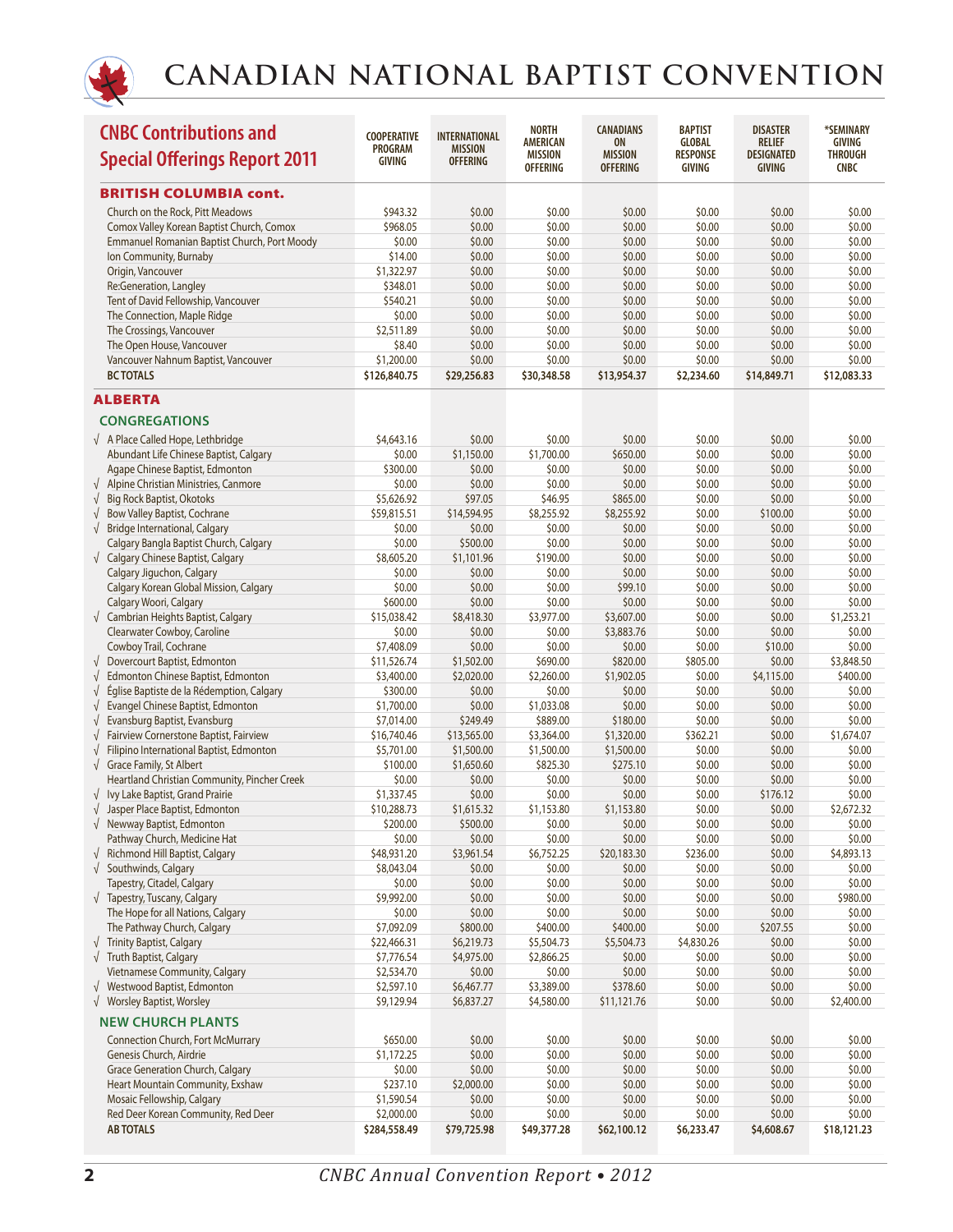# CANADIAN NATIONAL BAPTIST CONVENTION

## CNBC Contributions and Special Offerings Report 2011

| | COOPERATIVE PROGRAM GIVING | INTERNATIONAL MISSION OFFERING | NORTH AMERICAN MISSION OFFERING | CANADIANS ON MISSION OFFERING | BAPTIST GLOBAL RESPONSE GIVING | DISASTER RELIEF DESIGNATED GIVING | *SEMINARY GIVING THROUGH CNBC |
|---|---|---|---|---|---|---|---|
| **BRITISH COLUMBIA cont.** | | | | | | | |
| Church on the Rock, Pitt Meadows | $943.32 | $0.00 | $0.00 | $0.00 | $0.00 | $0.00 | $0.00 |
| Comox Valley Korean Baptist Church, Comox | $968.05 | $0.00 | $0.00 | $0.00 | $0.00 | $0.00 | $0.00 |
| Emmanuel Romanian Baptist Church, Port Moody | $0.00 | $0.00 | $0.00 | $0.00 | $0.00 | $0.00 | $0.00 |
| Ion Community, Burnaby | $14.00 | $0.00 | $0.00 | $0.00 | $0.00 | $0.00 | $0.00 |
| Origin, Vancouver | $1,322.97 | $0.00 | $0.00 | $0.00 | $0.00 | $0.00 | $0.00 |
| Re:Generation, Langley | $348.01 | $0.00 | $0.00 | $0.00 | $0.00 | $0.00 | $0.00 |
| Tent of David Fellowship, Vancouver | $540.21 | $0.00 | $0.00 | $0.00 | $0.00 | $0.00 | $0.00 |
| The Connection, Maple Ridge | $0.00 | $0.00 | $0.00 | $0.00 | $0.00 | $0.00 | $0.00 |
| The Crossings, Vancouver | $2,511.89 | $0.00 | $0.00 | $0.00 | $0.00 | $0.00 | $0.00 |
| The Open House, Vancouver | $8.40 | $0.00 | $0.00 | $0.00 | $0.00 | $0.00 | $0.00 |
| Vancouver Nahnum Baptist, Vancouver | $1,200.00 | $0.00 | $0.00 | $0.00 | $0.00 | $0.00 | $0.00 |
| **BC TOTALS** | **$126,840.75** | **$29,256.83** | **$30,348.58** | **$13,954.37** | **$2,234.60** | **$14,849.71** | **$12,083.33** |
| **ALBERTA** | | | | | | | |
| **CONGREGATIONS** | | | | | | | |
| √ A Place Called Hope, Lethbridge | $4,643.16 | $0.00 | $0.00 | $0.00 | $0.00 | $0.00 | $0.00 |
| Abundant Life Chinese Baptist, Calgary | $0.00 | $1,150.00 | $1,700.00 | $650.00 | $0.00 | $0.00 | $0.00 |
| Agape Chinese Baptist, Edmonton | $300.00 | $0.00 | $0.00 | $0.00 | $0.00 | $0.00 | $0.00 |
| √ Alpine Christian Ministries, Canmore | $0.00 | $0.00 | $0.00 | $0.00 | $0.00 | $0.00 | $0.00 |
| √ Big Rock Baptist, Okotoks | $5,626.92 | $97.05 | $46.95 | $865.00 | $0.00 | $0.00 | $0.00 |
| √ Bow Valley Baptist, Cochrane | $59,815.51 | $14,594.95 | $8,255.92 | $8,255.92 | $0.00 | $100.00 | $0.00 |
| √ Bridge International, Calgary | $0.00 | $0.00 | $0.00 | $0.00 | $0.00 | $0.00 | $0.00 |
| Calgary Bangla Baptist Church, Calgary | $0.00 | $500.00 | $0.00 | $0.00 | $0.00 | $0.00 | $0.00 |
| √ Calgary Chinese Baptist, Calgary | $8,605.20 | $1,101.96 | $190.00 | $0.00 | $0.00 | $0.00 | $0.00 |
| Calgary Jiguchon, Calgary | $0.00 | $0.00 | $0.00 | $0.00 | $0.00 | $0.00 | $0.00 |
| Calgary Korean Global Mission, Calgary | $0.00 | $0.00 | $0.00 | $99.10 | $0.00 | $0.00 | $0.00 |
| Calgary Woori, Calgary | $600.00 | $0.00 | $0.00 | $0.00 | $0.00 | $0.00 | $0.00 |
| √ Cambrian Heights Baptist, Calgary | $15,038.42 | $8,418.30 | $3,977.00 | $3,607.00 | $0.00 | $0.00 | $1,253.21 |
| Clearwater Cowboy, Caroline | $0.00 | $0.00 | $0.00 | $3,883.76 | $0.00 | $0.00 | $0.00 |
| Cowboy Trail, Cochrane | $7,408.09 | $0.00 | $0.00 | $0.00 | $0.00 | $10.00 | $0.00 |
| √ Dovercourt Baptist, Edmonton | $11,526.74 | $1,502.00 | $690.00 | $820.00 | $805.00 | $0.00 | $3,848.50 |
| √ Edmonton Chinese Baptist, Edmonton | $3,400.00 | $2,020.00 | $2,260.00 | $1,902.05 | $0.00 | $4,115.00 | $400.00 |
| √ Église Baptiste de la Rédemption, Calgary | $300.00 | $0.00 | $0.00 | $0.00 | $0.00 | $0.00 | $0.00 |
| √ Evangel Chinese Baptist, Edmonton | $1,700.00 | $0.00 | $1,033.08 | $0.00 | $0.00 | $0.00 | $0.00 |
| √ Evansburg Baptist, Evansburg | $7,014.00 | $249.49 | $889.00 | $180.00 | $0.00 | $0.00 | $0.00 |
| √ Fairview Cornerstone Baptist, Fairview | $16,740.46 | $13,565.00 | $3,364.00 | $1,320.00 | $362.21 | $0.00 | $1,674.07 |
| √ Filipino International Baptist, Edmonton | $5,701.00 | $1,500.00 | $1,500.00 | $1,500.00 | $0.00 | $0.00 | $0.00 |
| √ Grace Family, St Albert | $100.00 | $1,650.60 | $825.30 | $275.10 | $0.00 | $0.00 | $0.00 |
| Heartland Christian Community, Pincher Creek | $0.00 | $0.00 | $0.00 | $0.00 | $0.00 | $0.00 | $0.00 |
| √ Ivy Lake Baptist, Grand Prairie | $1,337.45 | $0.00 | $0.00 | $0.00 | $0.00 | $176.12 | $0.00 |
| √ Jasper Place Baptist, Edmonton | $10,288.73 | $1,615.32 | $1,153.80 | $1,153.80 | $0.00 | $0.00 | $2,672.32 |
| √ Newway Baptist, Edmonton | $200.00 | $500.00 | $0.00 | $0.00 | $0.00 | $0.00 | $0.00 |
| Pathway Church, Medicine Hat | $0.00 | $0.00 | $0.00 | $0.00 | $0.00 | $0.00 | $0.00 |
| √ Richmond Hill Baptist, Calgary | $48,931.20 | $3,961.54 | $6,752.25 | $20,183.30 | $236.00 | $0.00 | $4,893.13 |
| √ Southwinds, Calgary | $8,043.04 | $0.00 | $0.00 | $0.00 | $0.00 | $0.00 | $0.00 |
| Tapestry, Citadel, Calgary | $0.00 | $0.00 | $0.00 | $0.00 | $0.00 | $0.00 | $0.00 |
| √ Tapestry, Tuscany, Calgary | $9,992.00 | $0.00 | $0.00 | $0.00 | $0.00 | $0.00 | $980.00 |
| The Hope for all Nations, Calgary | $0.00 | $0.00 | $0.00 | $0.00 | $0.00 | $0.00 | $0.00 |
| The Pathway Church, Calgary | $7,092.09 | $800.00 | $400.00 | $400.00 | $0.00 | $207.55 | $0.00 |
| √ Trinity Baptist, Calgary | $22,466.31 | $6,219.73 | $5,504.73 | $5,504.73 | $4,830.26 | $0.00 | $0.00 |
| √ Truth Baptist, Calgary | $7,776.54 | $4,975.00 | $2,866.25 | $0.00 | $0.00 | $0.00 | $0.00 |
| Vietnamese Community, Calgary | $2,534.70 | $0.00 | $0.00 | $0.00 | $0.00 | $0.00 | $0.00 |
| √ Westwood Baptist, Edmonton | $2,597.10 | $6,467.77 | $3,389.00 | $378.60 | $0.00 | $0.00 | $0.00 |
| √ Worsley Baptist, Worsley | $9,129.94 | $6,837.27 | $4,580.00 | $11,121.76 | $0.00 | $0.00 | $2,400.00 |
| **NEW CHURCH PLANTS** | | | | | | | |
| Connection Church, Fort McMurray | $650.00 | $0.00 | $0.00 | $0.00 | $0.00 | $0.00 | $0.00 |
| Genesis Church, Airdrie | $1,172.25 | $0.00 | $0.00 | $0.00 | $0.00 | $0.00 | $0.00 |
| Grace Generation Church, Calgary | $0.00 | $0.00 | $0.00 | $0.00 | $0.00 | $0.00 | $0.00 |
| Heart Mountain Community, Exshaw | $237.10 | $2,000.00 | $0.00 | $0.00 | $0.00 | $0.00 | $0.00 |
| Mosaic Fellowship, Calgary | $1,590.54 | $0.00 | $0.00 | $0.00 | $0.00 | $0.00 | $0.00 |
| Red Deer Korean Community, Red Deer | $2,000.00 | $0.00 | $0.00 | $0.00 | $0.00 | $0.00 | $0.00 |
| **AB TOTALS** | **$284,558.49** | **$79,725.98** | **$49,377.28** | **$62,100.12** | **$6,233.47** | **$4,608.67** | **$18,121.23** |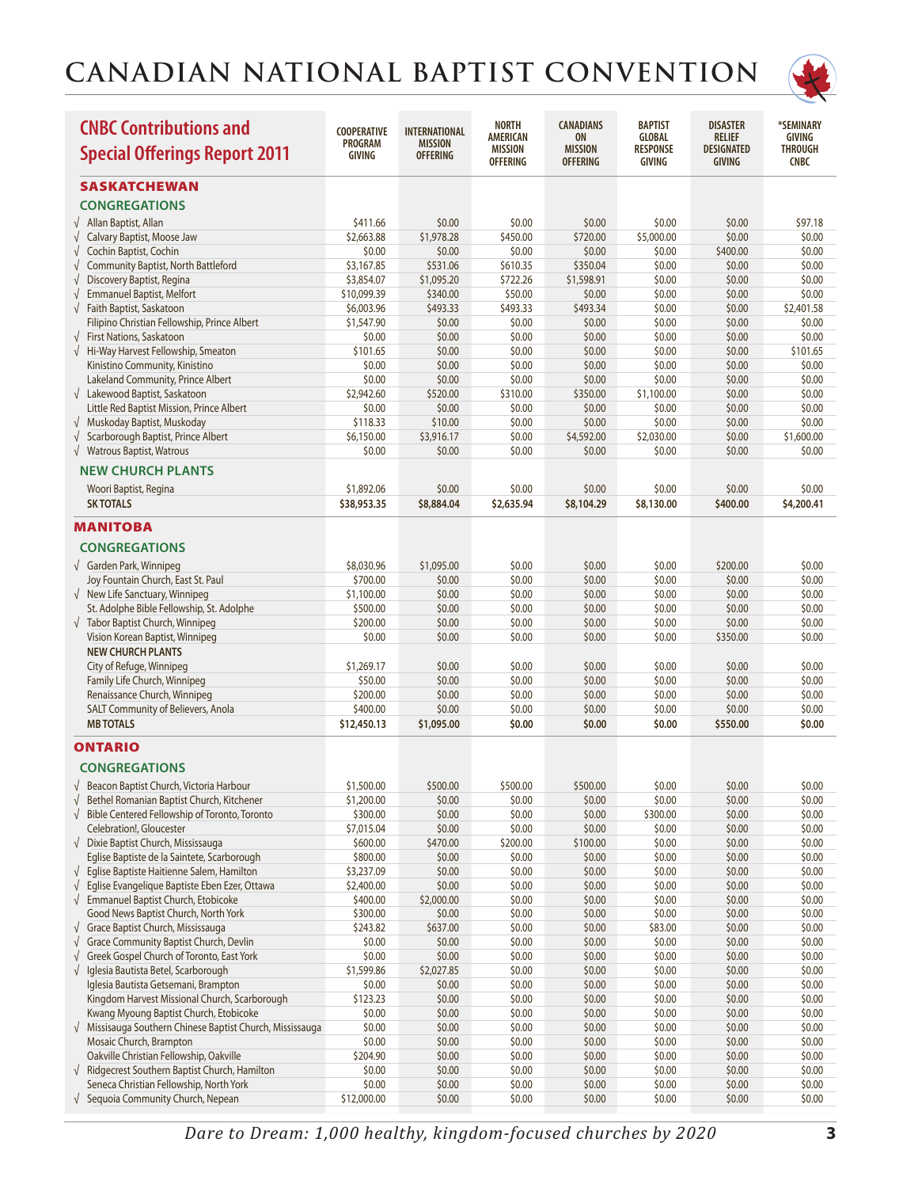# CANADIAN NATIONAL BAPTIST CONVENTION

## CNBC Contributions and Special Offerings Report 2011

| | COOPERATIVE PROGRAM GIVING | INTERNATIONAL MISSION OFFERING | NORTH AMERICAN MISSION OFFERING | CANADIANS ON MISSION OFFERING | BAPTIST GLOBAL RESPONSE GIVING | DISASTER RELIEF DESIGNATED GIVING | *SEMINARY GIVING THROUGH CNBC |
|---|---|---|---|---|---|---|---|
| **SASKATCHEWAN** | | | | | | | |
| **CONGREGATIONS** | | | | | | | |
| √ Allan Baptist, Allan | $411.66 | $0.00 | $0.00 | $0.00 | $0.00 | $0.00 | $97.18 |
| √ Calvary Baptist, Moose Jaw | $2,663.88 | $1,978.28 | $450.00 | $720.00 | $5,000.00 | $0.00 | $0.00 |
| √ Cochin Baptist, Cochin | $0.00 | $0.00 | $0.00 | $0.00 | $0.00 | $400.00 | $0.00 |
| √ Community Baptist, North Battleford | $3,167.85 | $531.06 | $610.35 | $350.04 | $0.00 | $0.00 | $0.00 |
| √ Discovery Baptist, Regina | $3,854.07 | $1,095.20 | $722.26 | $1,598.91 | $0.00 | $0.00 | $0.00 |
| √ Emmanuel Baptist, Melfort | $10,099.39 | $340.00 | $50.00 | $0.00 | $0.00 | $0.00 | $0.00 |
| √ Faith Baptist, Saskatoon | $6,003.96 | $493.33 | $493.33 | $493.34 | $0.00 | $0.00 | $2,401.58 |
| Filipino Christian Fellowship, Prince Albert | $1,547.90 | $0.00 | $0.00 | $0.00 | $0.00 | $0.00 | $0.00 |
| √ First Nations, Saskatoon | $0.00 | $0.00 | $0.00 | $0.00 | $0.00 | $0.00 | $0.00 |
| √ Hi-Way Harvest Fellowship, Smeaton | $101.65 | $0.00 | $0.00 | $0.00 | $0.00 | $0.00 | $101.65 |
| Kinistino Community, Kinistino | $0.00 | $0.00 | $0.00 | $0.00 | $0.00 | $0.00 | $0.00 |
| Lakeland Community, Prince Albert | $0.00 | $0.00 | $0.00 | $0.00 | $0.00 | $0.00 | $0.00 |
| √ Lakewood Baptist, Saskatoon | $2,942.60 | $520.00 | $310.00 | $350.00 | $1,100.00 | $0.00 | $0.00 |
| Little Red Baptist Mission, Prince Albert | $0.00 | $0.00 | $0.00 | $0.00 | $0.00 | $0.00 | $0.00 |
| √ Muskoday Baptist, Muskoday | $118.33 | $10.00 | $0.00 | $0.00 | $0.00 | $0.00 | $0.00 |
| √ Scarborough Baptist, Prince Albert | $6,150.00 | $3,916.17 | $0.00 | $4,592.00 | $2,030.00 | $0.00 | $1,600.00 |
| √ Watrous Baptist, Watrous | $0.00 | $0.00 | $0.00 | $0.00 | $0.00 | $0.00 | $0.00 |
| **NEW CHURCH PLANTS** | | | | | | | |
| Woori Baptist, Regina | $1,892.06 | $0.00 | $0.00 | $0.00 | $0.00 | $0.00 | $0.00 |
| **SK TOTALS** | **$38,953.35** | **$8,884.04** | **$2,635.94** | **$8,104.29** | **$8,130.00** | **$400.00** | **$4,200.41** |
| **MANITOBA** | | | | | | | |
| **CONGREGATIONS** | | | | | | | |
| √ Garden Park, Winnipeg | $8,030.96 | $1,095.00 | $0.00 | $0.00 | $0.00 | $200.00 | $0.00 |
| Joy Fountain Church, East St. Paul | $700.00 | $0.00 | $0.00 | $0.00 | $0.00 | $0.00 | $0.00 |
| √ New Life Sanctuary, Winnipeg | $1,100.00 | $0.00 | $0.00 | $0.00 | $0.00 | $0.00 | $0.00 |
| St. Adolphe Bible Fellowship, St. Adolphe | $500.00 | $0.00 | $0.00 | $0.00 | $0.00 | $0.00 | $0.00 |
| √ Tabor Baptist Church, Winnipeg | $200.00 | $0.00 | $0.00 | $0.00 | $0.00 | $0.00 | $0.00 |
| Vision Korean Baptist, Winnipeg | $0.00 | $0.00 | $0.00 | $0.00 | $0.00 | $350.00 | $0.00 |
| **NEW CHURCH PLANTS** | | | | | | | |
| City of Refuge, Winnipeg | $1,269.17 | $0.00 | $0.00 | $0.00 | $0.00 | $0.00 | $0.00 |
| Family Life Church, Winnipeg | $50.00 | $0.00 | $0.00 | $0.00 | $0.00 | $0.00 | $0.00 |
| Renaissance Church, Winnipeg | $200.00 | $0.00 | $0.00 | $0.00 | $0.00 | $0.00 | $0.00 |
| SALT Community of Believers, Anola | $400.00 | $0.00 | $0.00 | $0.00 | $0.00 | $0.00 | $0.00 |
| **MB TOTALS** | **$12,450.13** | **$1,095.00** | **$0.00** | **$0.00** | **$0.00** | **$550.00** | **$0.00** |
| **ONTARIO** | | | | | | | |
| **CONGREGATIONS** | | | | | | | |
| √ Beacon Baptist Church, Victoria Harbour | $1,500.00 | $500.00 | $500.00 | $500.00 | $0.00 | $0.00 | $0.00 |
| √ Bethel Romanian Baptist Church, Kitchener | $1,200.00 | $0.00 | $0.00 | $0.00 | $0.00 | $0.00 | $0.00 |
| √ Bible Centered Fellowship of Toronto, Toronto | $300.00 | $0.00 | $0.00 | $0.00 | $300.00 | $0.00 | $0.00 |
| Celebration!, Gloucester | $7,015.04 | $0.00 | $0.00 | $0.00 | $0.00 | $0.00 | $0.00 |
| √ Dixie Baptist Church, Mississauga | $600.00 | $470.00 | $200.00 | $100.00 | $0.00 | $0.00 | $0.00 |
| Eglise Baptiste de la Saintete, Scarborough | $800.00 | $0.00 | $0.00 | $0.00 | $0.00 | $0.00 | $0.00 |
| √ Eglise Baptiste Haitienne Salem, Hamilton | $3,237.09 | $0.00 | $0.00 | $0.00 | $0.00 | $0.00 | $0.00 |
| √ Eglise Evangelique Baptiste Eben Ezer, Ottawa | $2,400.00 | $0.00 | $0.00 | $0.00 | $0.00 | $0.00 | $0.00 |
| √ Emmanuel Baptist Church, Etobicoke | $400.00 | $2,000.00 | $0.00 | $0.00 | $0.00 | $0.00 | $0.00 |
| Good News Baptist Church, North York | $300.00 | $0.00 | $0.00 | $0.00 | $0.00 | $0.00 | $0.00 |
| √ Grace Baptist Church, Mississauga | $243.82 | $637.00 | $0.00 | $0.00 | $83.00 | $0.00 | $0.00 |
| √ Grace Community Baptist Church, Devlin | $0.00 | $0.00 | $0.00 | $0.00 | $0.00 | $0.00 | $0.00 |
| √ Greek Gospel Church of Toronto, East York | $0.00 | $0.00 | $0.00 | $0.00 | $0.00 | $0.00 | $0.00 |
| √ Iglesia Bautista Betel, Scarborough | $1,599.86 | $2,027.85 | $0.00 | $0.00 | $0.00 | $0.00 | $0.00 |
| Iglesia Bautista Getsemani, Brampton | $0.00 | $0.00 | $0.00 | $0.00 | $0.00 | $0.00 | $0.00 |
| Kingdom Harvest Missional Church, Scarborough | $123.23 | $0.00 | $0.00 | $0.00 | $0.00 | $0.00 | $0.00 |
| Kwang Myoung Baptist Church, Etobicoke | $0.00 | $0.00 | $0.00 | $0.00 | $0.00 | $0.00 | $0.00 |
| √ Missisauga Southern Chinese Baptist Church, Mississauga | $0.00 | $0.00 | $0.00 | $0.00 | $0.00 | $0.00 | $0.00 |
| Mosaic Church, Brampton | $0.00 | $0.00 | $0.00 | $0.00 | $0.00 | $0.00 | $0.00 |
| Oakville Christian Fellowship, Oakville | $204.90 | $0.00 | $0.00 | $0.00 | $0.00 | $0.00 | $0.00 |
| √ Ridgecrest Southern Baptist Church, Hamilton | $0.00 | $0.00 | $0.00 | $0.00 | $0.00 | $0.00 | $0.00 |
| Seneca Christian Fellowship, North York | $0.00 | $0.00 | $0.00 | $0.00 | $0.00 | $0.00 | $0.00 |
| √ Sequoia Community Church, Nepean | $12,000.00 | $0.00 | $0.00 | $0.00 | $0.00 | $0.00 | $0.00 |

*Dare to Dream: 1,000 healthy, kingdom-focused churches by 2020*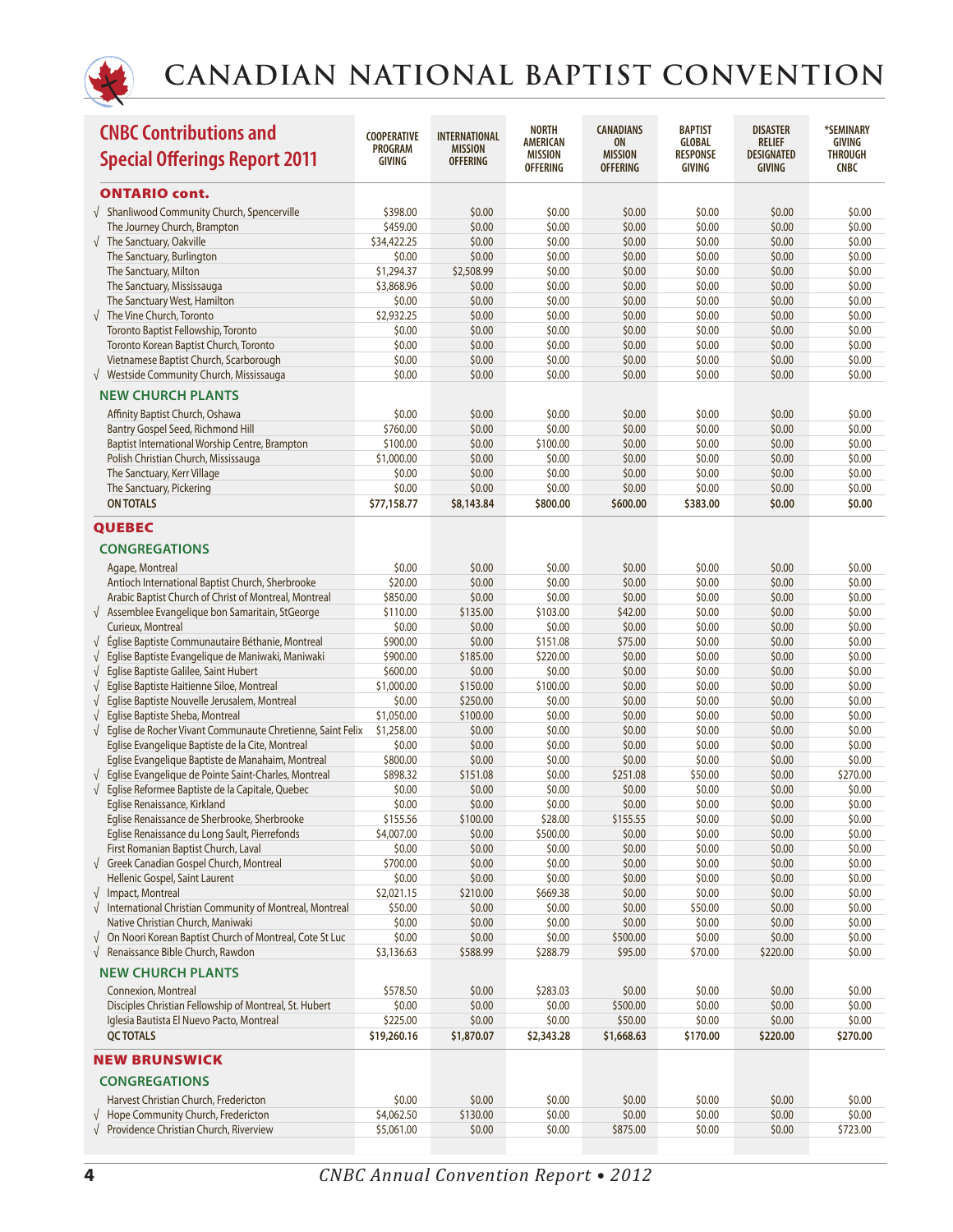# CANADIAN NATIONAL BAPTIST CONVENTION

| CNBC Contributions and Special Offerings Report 2011 | COOPERATIVE PROGRAM GIVING | INTERNATIONAL MISSION OFFERING | NORTH AMERICAN MISSION OFFERING | CANADIANS ON MISSION OFFERING | BAPTIST GLOBAL RESPONSE GIVING | DISASTER RELIEF DESIGNATED GIVING | *SEMINARY GIVING THROUGH CNBC |
|---|---|---|---|---|---|---|---|
| **ONTARIO cont.** | | | | | | | |
| √ Shanliwood Community Church, Spencerville | $398.00 | $0.00 | $0.00 | $0.00 | $0.00 | $0.00 | $0.00 |
| The Journey Church, Brampton | $459.00 | $0.00 | $0.00 | $0.00 | $0.00 | $0.00 | $0.00 |
| √ The Sanctuary, Oakville | $34,422.25 | $0.00 | $0.00 | $0.00 | $0.00 | $0.00 | $0.00 |
| The Sanctuary, Burlington | $0.00 | $0.00 | $0.00 | $0.00 | $0.00 | $0.00 | $0.00 |
| The Sanctuary, Milton | $1,294.37 | $2,508.99 | $0.00 | $0.00 | $0.00 | $0.00 | $0.00 |
| The Sanctuary, Mississauga | $3,868.96 | $0.00 | $0.00 | $0.00 | $0.00 | $0.00 | $0.00 |
| The Sanctuary West, Hamilton | $0.00 | $0.00 | $0.00 | $0.00 | $0.00 | $0.00 | $0.00 |
| √ The Vine Church, Toronto | $2,932.25 | $0.00 | $0.00 | $0.00 | $0.00 | $0.00 | $0.00 |
| Toronto Baptist Fellowship, Toronto | $0.00 | $0.00 | $0.00 | $0.00 | $0.00 | $0.00 | $0.00 |
| Toronto Korean Baptist Church, Toronto | $0.00 | $0.00 | $0.00 | $0.00 | $0.00 | $0.00 | $0.00 |
| Vietnamese Baptist Church, Scarborough | $0.00 | $0.00 | $0.00 | $0.00 | $0.00 | $0.00 | $0.00 |
| √ Westside Community Church, Mississauga | $0.00 | $0.00 | $0.00 | $0.00 | $0.00 | $0.00 | $0.00 |
| **NEW CHURCH PLANTS** | | | | | | | |
| Affinity Baptist Church, Oshawa | $0.00 | $0.00 | $0.00 | $0.00 | $0.00 | $0.00 | $0.00 |
| Bantry Gospel Seed, Richmond Hill | $760.00 | $0.00 | $0.00 | $0.00 | $0.00 | $0.00 | $0.00 |
| Baptist International Worship Centre, Brampton | $100.00 | $0.00 | $100.00 | $0.00 | $0.00 | $0.00 | $0.00 |
| Polish Christian Church, Mississauga | $1,000.00 | $0.00 | $0.00 | $0.00 | $0.00 | $0.00 | $0.00 |
| The Sanctuary, Kerr Village | $0.00 | $0.00 | $0.00 | $0.00 | $0.00 | $0.00 | $0.00 |
| The Sanctuary, Pickering | $0.00 | $0.00 | $0.00 | $0.00 | $0.00 | $0.00 | $0.00 |
| **ON TOTALS** | **$77,158.77** | **$8,143.84** | **$800.00** | **$600.00** | **$383.00** | **$0.00** | **$0.00** |
| **QUEBEC** | | | | | | | |
| **CONGREGATIONS** | | | | | | | |
| Agape, Montreal | $0.00 | $0.00 | $0.00 | $0.00 | $0.00 | $0.00 | $0.00 |
| Antioch International Baptist Church, Sherbrooke | $20.00 | $0.00 | $0.00 | $0.00 | $0.00 | $0.00 | $0.00 |
| Arabic Baptist Church of Christ of Montreal, Montreal | $850.00 | $0.00 | $0.00 | $0.00 | $0.00 | $0.00 | $0.00 |
| √ Assemblee Evangelique bon Samaritain, StGeorge | $110.00 | $135.00 | $103.00 | $42.00 | $0.00 | $0.00 | $0.00 |
| Curieux, Montreal | $0.00 | $0.00 | $0.00 | $0.00 | $0.00 | $0.00 | $0.00 |
| √ Église Baptiste Communautaire Béthanie, Montreal | $900.00 | $0.00 | $151.08 | $75.00 | $0.00 | $0.00 | $0.00 |
| √ Eglise Baptiste Evangelique de Maniwaki, Maniwaki | $900.00 | $185.00 | $220.00 | $0.00 | $0.00 | $0.00 | $0.00 |
| √ Eglise Baptiste Galilee, Saint Hubert | $600.00 | $0.00 | $0.00 | $0.00 | $0.00 | $0.00 | $0.00 |
| √ Eglise Baptiste Haitienne Siloe, Montreal | $1,000.00 | $150.00 | $100.00 | $0.00 | $0.00 | $0.00 | $0.00 |
| √ Eglise Baptiste Nouvelle Jerusalem, Montreal | $0.00 | $250.00 | $0.00 | $0.00 | $0.00 | $0.00 | $0.00 |
| √ Eglise Baptiste Sheba, Montreal | $1,050.00 | $100.00 | $0.00 | $0.00 | $0.00 | $0.00 | $0.00 |
| √ Eglise de Rocher Vivant Communaute Chretienne, Saint Felix | $1,258.00 | $0.00 | $0.00 | $0.00 | $0.00 | $0.00 | $0.00 |
| Eglise Evangelique Baptiste de la Cite, Montreal | $0.00 | $0.00 | $0.00 | $0.00 | $0.00 | $0.00 | $0.00 |
| Eglise Evangelique Baptiste de Manahaim, Montreal | $800.00 | $0.00 | $0.00 | $0.00 | $0.00 | $0.00 | $0.00 |
| √ Eglise Evangelique de Pointe Saint-Charles, Montreal | $898.32 | $151.08 | $0.00 | $251.08 | $50.00 | $0.00 | $270.00 |
| √ Eglise Reformee Baptiste de la Capitale, Quebec | $0.00 | $0.00 | $0.00 | $0.00 | $0.00 | $0.00 | $0.00 |
| Eglise Renaissance, Kirkland | $0.00 | $0.00 | $0.00 | $0.00 | $0.00 | $0.00 | $0.00 |
| Eglise Renaissance de Sherbrooke, Sherbrooke | $155.56 | $100.00 | $28.00 | $155.55 | $0.00 | $0.00 | $0.00 |
| Eglise Renaissance du Long Sault, Pierrefonds | $4,007.00 | $0.00 | $500.00 | $0.00 | $0.00 | $0.00 | $0.00 |
| First Romanian Baptist Church, Laval | $0.00 | $0.00 | $0.00 | $0.00 | $0.00 | $0.00 | $0.00 |
| √ Greek Canadian Gospel Church, Montreal | $700.00 | $0.00 | $0.00 | $0.00 | $0.00 | $0.00 | $0.00 |
| Hellenic Gospel, Saint Laurent | $0.00 | $0.00 | $0.00 | $0.00 | $0.00 | $0.00 | $0.00 |
| √ Impact, Montreal | $2,021.15 | $210.00 | $669.38 | $0.00 | $0.00 | $0.00 | $0.00 |
| √ International Christian Community of Montreal, Montreal | $50.00 | $0.00 | $0.00 | $0.00 | $50.00 | $0.00 | $0.00 |
| Native Christian Church, Maniwaki | $0.00 | $0.00 | $0.00 | $0.00 | $0.00 | $0.00 | $0.00 |
| √ On Noori Korean Baptist Church of Montreal, Cote St Luc | $0.00 | $0.00 | $0.00 | $500.00 | $0.00 | $0.00 | $0.00 |
| √ Renaissance Bible Church, Rawdon | $3,136.63 | $588.99 | $288.79 | $95.00 | $70.00 | $220.00 | $0.00 |
| **NEW CHURCH PLANTS** | | | | | | | |
| Connexion, Montreal | $578.50 | $0.00 | $283.03 | $0.00 | $0.00 | $0.00 | $0.00 |
| Disciples Christian Fellowship of Montreal, St. Hubert | $0.00 | $0.00 | $0.00 | $500.00 | $0.00 | $0.00 | $0.00 |
| Iglesia Bautista El Nuevo Pacto, Montreal | $225.00 | $0.00 | $0.00 | $50.00 | $0.00 | $0.00 | $0.00 |
| **QC TOTALS** | **$19,260.16** | **$1,870.07** | **$2,343.28** | **$1,668.63** | **$170.00** | **$220.00** | **$270.00** |
| **NEW BRUNSWICK** | | | | | | | |
| **CONGREGATIONS** | | | | | | | |
| Harvest Christian Church, Fredericton | $0.00 | $0.00 | $0.00 | $0.00 | $0.00 | $0.00 | $0.00 |
| √ Hope Community Church, Fredericton | $4,062.50 | $130.00 | $0.00 | $0.00 | $0.00 | $0.00 | $0.00 |
| √ Providence Christian Church, Riverview | $5,061.00 | $0.00 | $0.00 | $875.00 | $0.00 | $0.00 | $723.00 |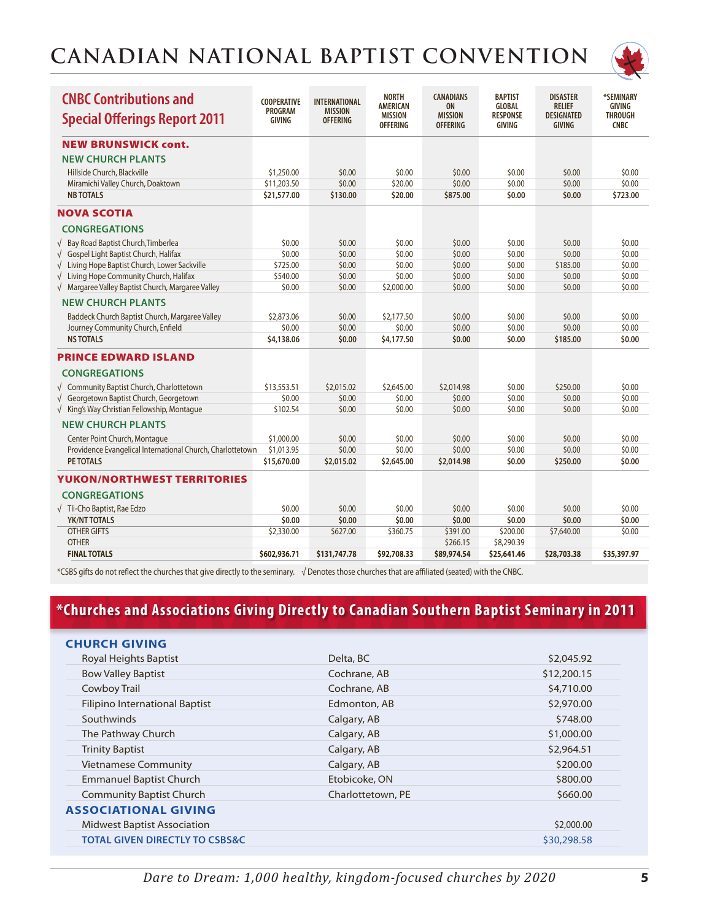# CANADIAN NATIONAL BAPTIST CONVENTION

## CNBC Contributions and Special Offerings Report 2011

| | COOPERATIVE PROGRAM GIVING | INTERNATIONAL MISSION OFFERING | NORTH AMERICAN MISSION OFFERING | CANADIANS ON MISSION OFFERING | BAPTIST GLOBAL RESPONSE GIVING | DISASTER RELIEF DESIGNATED GIVING | *SEMINARY GIVING THROUGH CNBC |
|---|---|---|---|---|---|---|---|
| **NEW BRUNSWICK cont.** | | | | | | | |
| **NEW CHURCH PLANTS** | | | | | | | |
| Hillside Church, Blackville | $1,250.00 | $0.00 | $0.00 | $0.00 | $0.00 | $0.00 | $0.00 |
| Miramichi Valley Church, Doaktown | $11,203.50 | $0.00 | $20.00 | $0.00 | $0.00 | $0.00 | $0.00 |
| **NB TOTALS** | **$21,577.00** | **$130.00** | **$20.00** | **$875.00** | **$0.00** | **$0.00** | **$723.00** |
| **NOVA SCOTIA** | | | | | | | |
| **CONGREGATIONS** | | | | | | | |
| √ Bay Road Baptist Church,Timberlea | $0.00 | $0.00 | $0.00 | $0.00 | $0.00 | $0.00 | $0.00 |
| √ Gospel Light Baptist Church, Halifax | $0.00 | $0.00 | $0.00 | $0.00 | $0.00 | $0.00 | $0.00 |
| √ Living Hope Baptist Church, Lower Sackville | $725.00 | $0.00 | $0.00 | $0.00 | $0.00 | $185.00 | $0.00 |
| √ Living Hope Community Church, Halifax | $540.00 | $0.00 | $0.00 | $0.00 | $0.00 | $0.00 | $0.00 |
| √ Margaree Valley Baptist Church, Margaree Valley | $0.00 | $0.00 | $2,000.00 | $0.00 | $0.00 | $0.00 | $0.00 |
| **NEW CHURCH PLANTS** | | | | | | | |
| Baddeck Church Baptist Church, Margaree Valley | $2,873.06 | $0.00 | $2,177.50 | $0.00 | $0.00 | $0.00 | $0.00 |
| Journey Community Church, Enfield | $0.00 | $0.00 | $0.00 | $0.00 | $0.00 | $0.00 | $0.00 |
| **NS TOTALS** | **$4,138.06** | **$0.00** | **$4,177.50** | **$0.00** | **$0.00** | **$185.00** | **$0.00** |
| **PRINCE EDWARD ISLAND** | | | | | | | |
| **CONGREGATIONS** | | | | | | | |
| √ Community Baptist Church, Charlottetown | $13,553.51 | $2,015.02 | $2,645.00 | $2,014.98 | $0.00 | $250.00 | $0.00 |
| √ Georgetown Baptist Church, Georgetown | $0.00 | $0.00 | $0.00 | $0.00 | $0.00 | $0.00 | $0.00 |
| √ King's Way Christian Fellowship, Montague | $102.54 | $0.00 | $0.00 | $0.00 | $0.00 | $0.00 | $0.00 |
| **NEW CHURCH PLANTS** | | | | | | | |
| Center Point Church, Montague | $1,000.00 | $0.00 | $0.00 | $0.00 | $0.00 | $0.00 | $0.00 |
| Providence Evangelical International Church, Charlottetown | $1,013.95 | $0.00 | $0.00 | $0.00 | $0.00 | $0.00 | $0.00 |
| **PE TOTALS** | **$15,670.00** | **$2,015.02** | **$2,645.00** | **$2,014.98** | **$0.00** | **$250.00** | **$0.00** |
| **YUKON/NORTHWEST TERRITORIES** | | | | | | | |
| **CONGREGATIONS** | | | | | | | |
| √ Tli-Cho Baptist, Rae Edzo | $0.00 | $0.00 | $0.00 | $0.00 | $0.00 | $0.00 | $0.00 |
| **YK/NT TOTALS** | **$0.00** | **$0.00** | **$0.00** | **$0.00** | **$0.00** | **$0.00** | **$0.00** |
| OTHER GIFTS | $2,330.00 | $627.00 | $360.75 | $391.00 | $200.00 | $7,640.00 | $0.00 |
| OTHER | | | | $266.15 | $8,290.39 | | |
| **FINAL TOTALS** | **$602,936.71** | **$131,747.78** | **$92,708.33** | **$89,974.54** | **$25,641.46** | **$28,703.38** | **$35,397.97** |

*CSBS gifts do not reflect the churches that give directly to the seminary. √ Denotes those churches that are affiliated (seated) with the CNBC.

## *Churches and Associations Giving Directly to Canadian Southern Baptist Seminary in 2011

| | | |
|---|---|---|
| **CHURCH GIVING** | | |
| Royal Heights Baptist | Delta, BC | $2,045.92 |
| Bow Valley Baptist | Cochrane, AB | $12,200.15 |
| Cowboy Trail | Cochrane, AB | $4,710.00 |
| Filipino International Baptist | Edmonton, AB | $2,970.00 |
| Southwinds | Calgary, AB | $748.00 |
| The Pathway Church | Calgary, AB | $1,000.00 |
| Trinity Baptist | Calgary, AB | $2,964.51 |
| Vietnamese Community | Calgary, AB | $200.00 |
| Emmanuel Baptist Church | Etobicoke, ON | $800.00 |
| Community Baptist Church | Charlottetown, PE | $660.00 |
| **ASSOCIATIONAL GIVING** | | |
| Midwest Baptist Association | | $2,000.00 |
| **TOTAL GIVEN DIRECTLY TO CSBS&C** | | **$30,298.58** |

*Dare to Dream: 1,000 healthy, kingdom-focused churches by 2020*